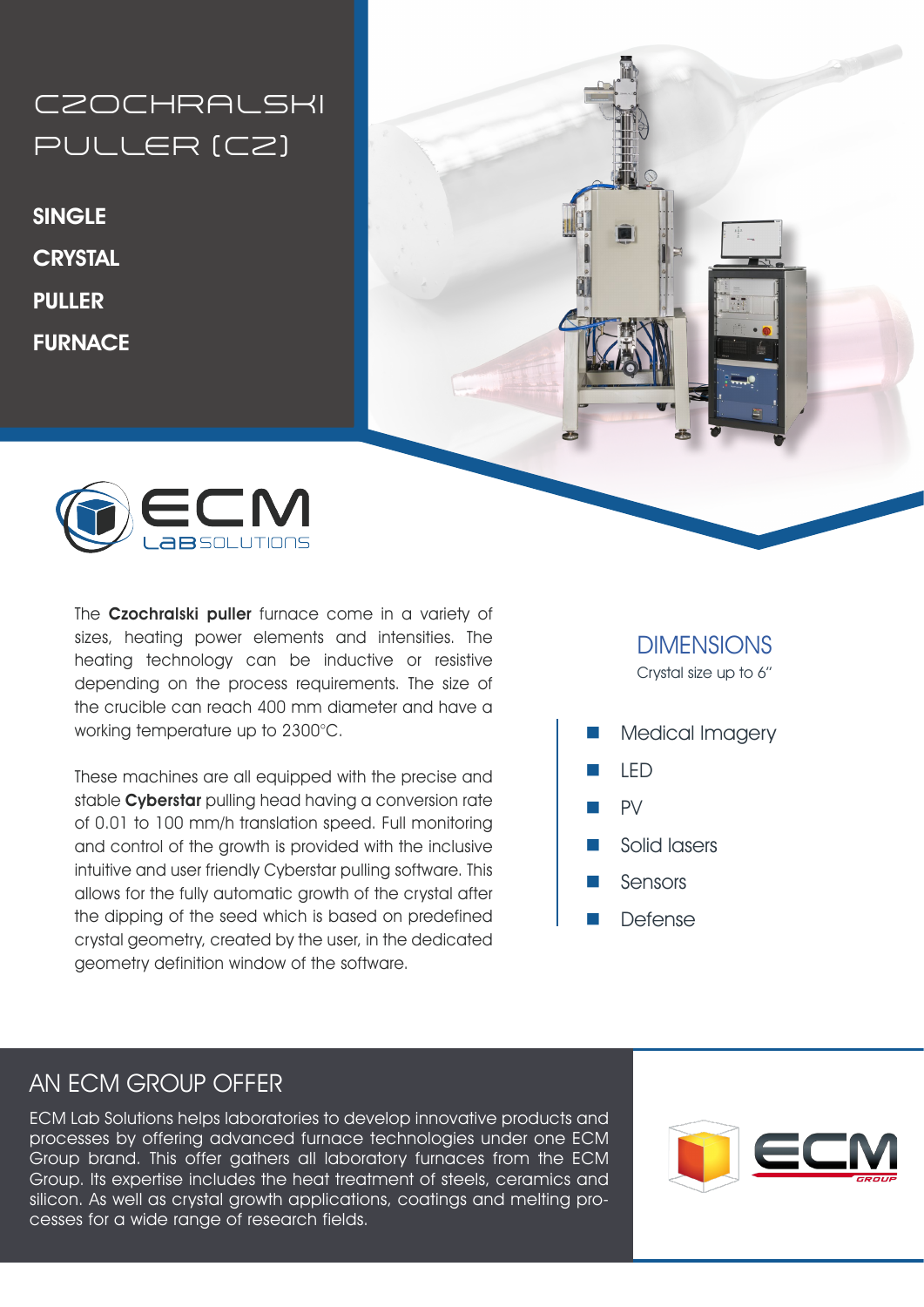# CZOCHRALSKI PULLER (CZ)

**SINGLE**

**CRYSTAL**

**PULLER**

**FURNACE**

ECM LAB SOLUTIONS

The **Czochralski puller** furnace come in a variety of sizes, heating power elements and intensities. The heating technology can be inductive or resistive depending on the process requirements. The size of the crucible can reach 400 mm diameter and have a working temperature up to 2300°C.

These machines are all equipped with the precise and stable **Cyberstar** pulling head having a conversion rate of 0.01 to 100 mm/h translation speed. Full monitoring and control of the growth is provided with the inclusive intuitive and user friendly Cyberstar pulling software. This allows for the fully automatic growth of the crystal after the dipping of the seed which is based on predefined crystal geometry, created by the user, in the dedicated geometry definition window of the software.

## DIMENSIONS

Crystal size up to 6"

- Medical Imagery
- LED
- PV
- Solid lasers
- Sensors
- Defense

## AN ECM GROUP OFFER

ECM Lab Solutions helps laboratories to develop innovative products and processes by offering advanced furnace technologies under one ECM Group brand. This offer gathers all laboratory furnaces from the ECM Group. Its expertise includes the heat treatment of steels, ceramics and silicon. As well as crystal growth applications, coatings and melting processes for a wide range of research fields.

ECM GROUP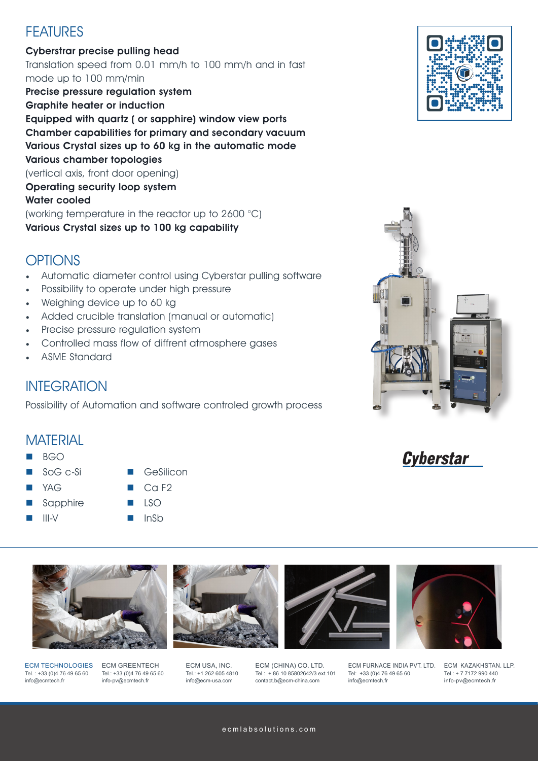## FEATURES

**Cyberstrar precise pulling head**

Translation speed from 0.01 mm/h to 100 mm/h and in fast mode up to 100 mm/min

**Precise pressure regulation system**

**Graphite heater or induction**

**Equipped with quartz ( or sapphire) window view ports**

**Chamber capabilities for primary and secondary vacuum**

**Various Crystal sizes up to 60 kg in the automatic mode**

**Various chamber topologies**

(vertical axis, front door opening)

**Operating security loop system**

**Water cooled**

(working temperature in the reactor up to 2600 °C)

**Various Crystal sizes up to 100 kg capability**

## OPTIONS

- Automatic diameter control using Cyberstar pulling software
- Possibility to operate under high pressure
- Weighing device up to 60 kg
- Added crucible translation (manual or automatic)
- Precise pressure regulation system
- Controlled mass flow of diffrent atmosphere gases
- ASME Standard

## INTEGRATION

Possibility of Automation and software controled growth process

## MATERIAL

- BGO
- SoG c-Si
- YAG
- Sapphire
- III-V
- GeSilicon
- Ca F2
- LSO
- InSb

*Cyberstar*

ECM TECHNOLOGIES
Tel. : +33 (0)4 76 49 65 60
info@ecmtech.fr

ECM GREENTECH
Tel.: +33 (0)4 76 49 65 60
info-pv@ecmtech.fr

ECM USA, INC.
Tel.: +1 262 605 4810
info@ecm-usa.com

ECM (CHINA) CO. LTD.
Tel.: + 86 10 85802642/3 ext.101
contact.b@ecm-china.com

ECM FURNACE INDIA PVT. LTD.
Tel: +33 (0)4 76 49 65 60
info@ecmtech.fr

ECM KAZAKHSTAN. LLP.
Tel.: + 7 7172 990 440
info-pv@ecmtech.fr

ecmlabsolutions.com